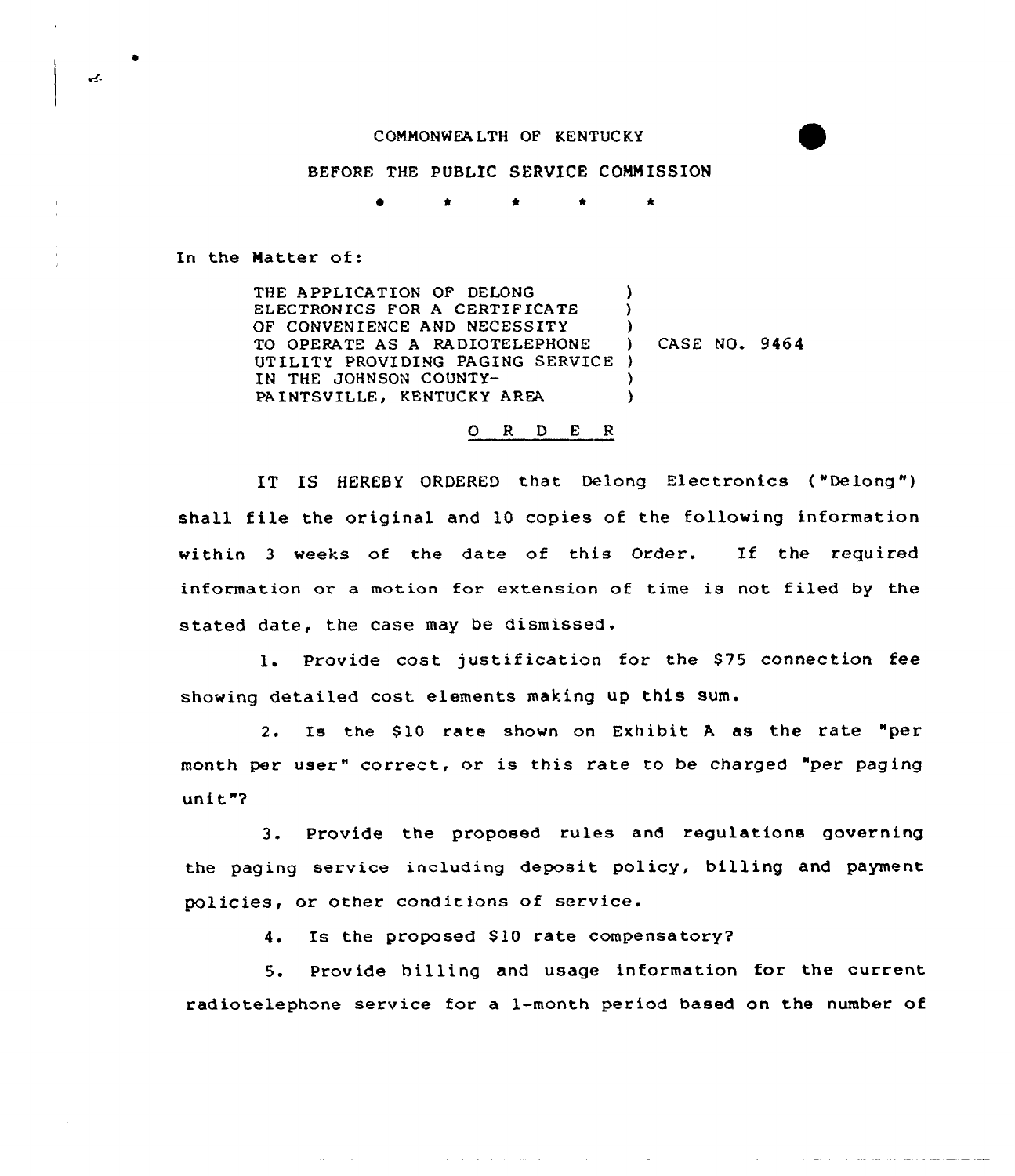COMMONWEALTH OF KENTUCKY

BEFORE THE PUBLIC SERVICE COMMISSION

\* \* \* \* \*

In the Matter of:

THE APPLICATION OF DELONG ELECTRONICS FOR A CERTIFICATE OF CONVENIENCE AND NECESSITY TO OPERATE AS A RADIOTELEPHONE UTILITY PROVIDING PAGING SERVICE IN THE JOHNSON COUNTY-PAINTSVILLE, KENTUCKY AREA ) CASE NO. 9464

O R D E R

IT IS HEREBY ORDERED that Delong Electronics ("Delong") shall file the original and 10 copies of the following information within 3 weeks of the date of this Order. If the required information or a motion for extension of time is not filed by the stated date, the case may be dismissed.

1. Provide cost justification for the $75 connection fee showing detailed cost elements making up this sum.

2. Is the $10 rate shown on Exhibit A as the rate "per month per user" correct, or is this rate to be charged "per paging unit"?

3. Provide the proposed rules and regulations governing the paging service including deposit policy, billing and payment policies, or other conditions of service.

4. Is the proposed $10 rate compensatory?

5. Provide billing and usage information for the current radiotelephone service for a 1-month period based on the number of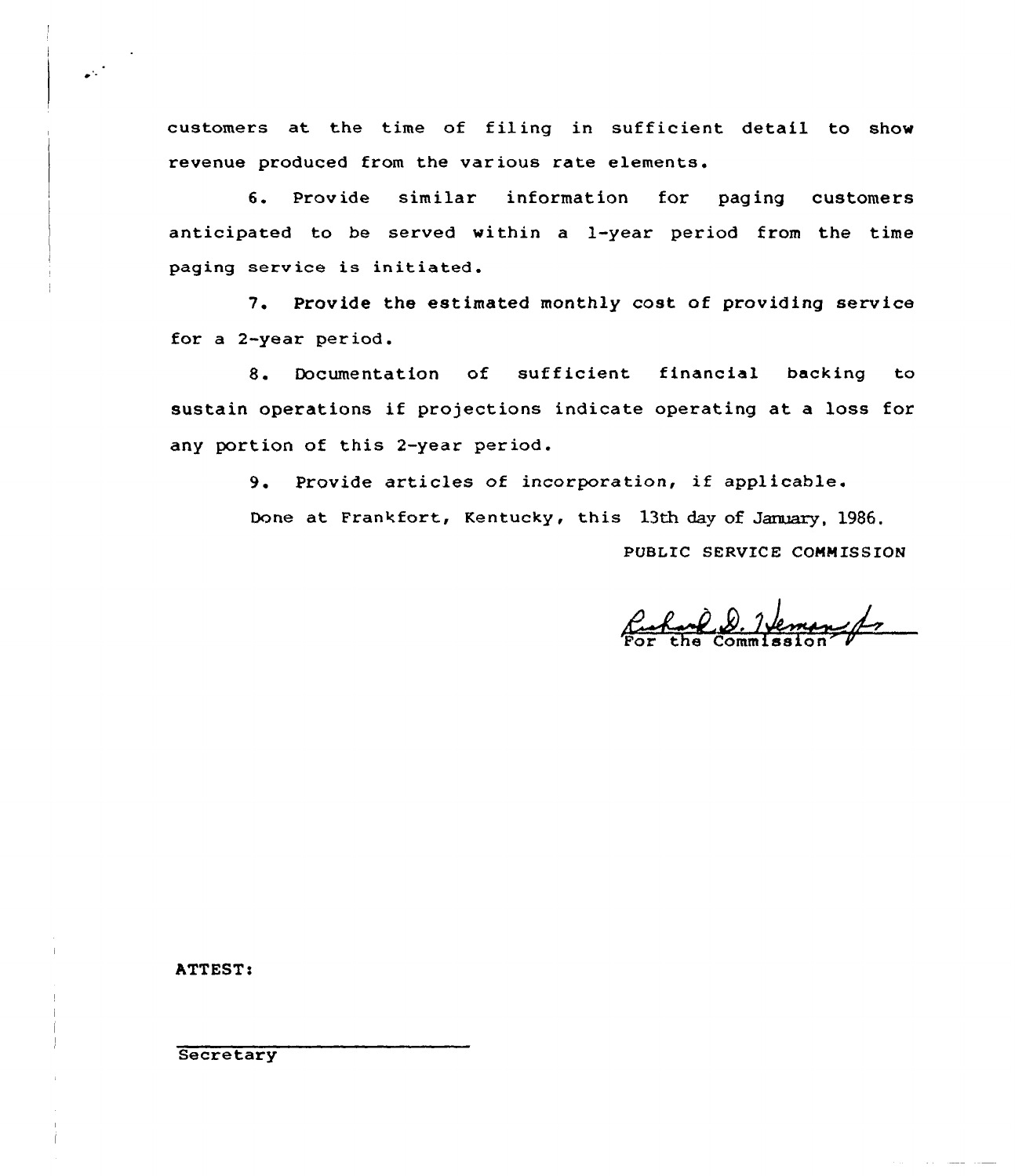customers at the time of filing in sufficient detail to show revenue produced from the various rate elements.

6. Provide similar information for paging customers anticipated to be served within a 1-year period from the time paging service is initiated.

7. Provide the estimated monthly cost of providing service for a 2-year period.

8. Documentation of sufficient financial backing to sustain operations if projections indicate operating at a loss for any portion of this 2-year period.

9. Provide articles of incorporation, if applicable.

Done at Frankfort, Kentucky, this 13th day of January, 1986.

PUBLIC SERVICE COMMISSION

Richard D. Heman for
For the Commission

ATTEST:

Secretary